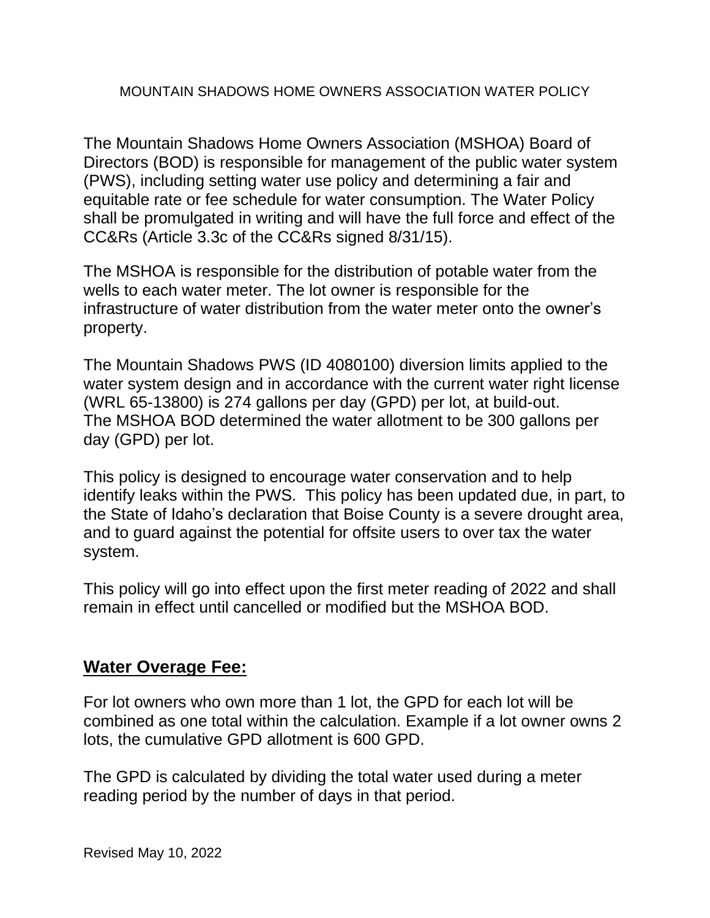MOUNTAIN SHADOWS HOME OWNERS ASSOCIATION WATER POLICY

The Mountain Shadows Home Owners Association (MSHOA) Board of Directors (BOD) is responsible for management of the public water system (PWS), including setting water use policy and determining a fair and equitable rate or fee schedule for water consumption. The Water Policy shall be promulgated in writing and will have the full force and effect of the CC&Rs (Article 3.3c of the CC&Rs signed 8/31/15).

The MSHOA is responsible for the distribution of potable water from the wells to each water meter. The lot owner is responsible for the infrastructure of water distribution from the water meter onto the owner's property.

The Mountain Shadows PWS (ID 4080100) diversion limits applied to the water system design and in accordance with the current water right license (WRL 65-13800) is 274 gallons per day (GPD) per lot, at build-out. The MSHOA BOD determined the water allotment to be 300 gallons per day (GPD) per lot.

This policy is designed to encourage water conservation and to help identify leaks within the PWS. This policy has been updated due, in part, to the State of Idaho's declaration that Boise County is a severe drought area, and to guard against the potential for offsite users to over tax the water system.

This policy will go into effect upon the first meter reading of 2022 and shall remain in effect until cancelled or modified but the MSHOA BOD.

## Water Overage Fee:

For lot owners who own more than 1 lot, the GPD for each lot will be combined as one total within the calculation. Example if a lot owner owns 2 lots, the cumulative GPD allotment is 600 GPD.

The GPD is calculated by dividing the total water used during a meter reading period by the number of days in that period.

Revised May 10, 2022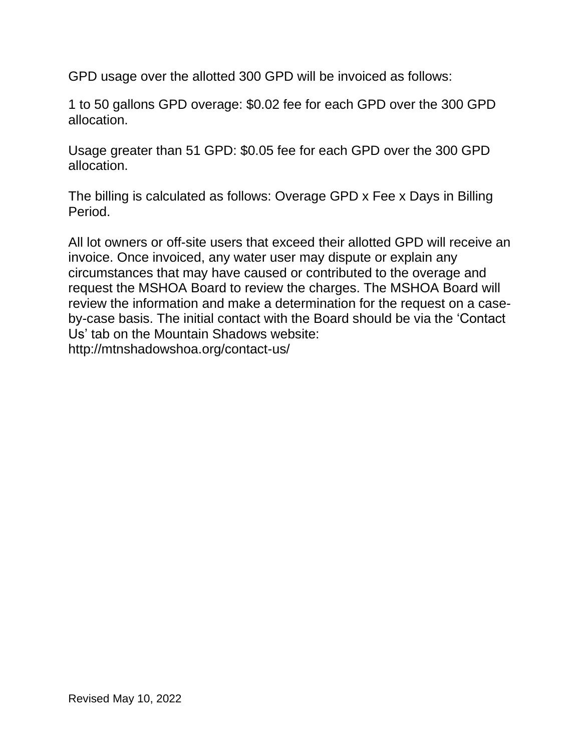GPD usage over the allotted 300 GPD will be invoiced as follows:

1 to 50 gallons GPD overage: $0.02 fee for each GPD over the 300 GPD allocation.

Usage greater than 51 GPD: $0.05 fee for each GPD over the 300 GPD allocation.

The billing is calculated as follows: Overage GPD x Fee x Days in Billing Period.

All lot owners or off-site users that exceed their allotted GPD will receive an invoice. Once invoiced, any water user may dispute or explain any circumstances that may have caused or contributed to the overage and request the MSHOA Board to review the charges. The MSHOA Board will review the information and make a determination for the request on a case-by-case basis. The initial contact with the Board should be via the 'Contact Us' tab on the Mountain Shadows website: http://mtnshadowshoa.org/contact-us/

Revised May 10, 2022